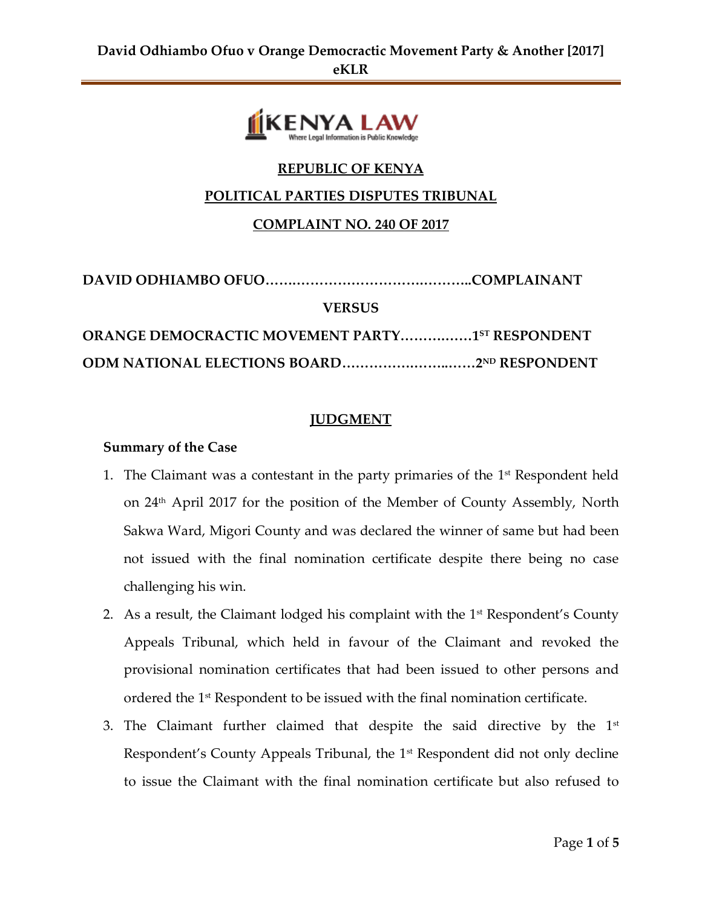**REPUBLIC OF KENYA**

**POLITICAL PARTIES DISPUTES TRIBUNAL**

**COMPLAINT NO. 240 OF 2017**

**DAVID ODHIAMBO OFUO……………………………………..COMPLAINANT**

**VERSUS**

**ORANGE DEMOCRACTIC MOVEMENT PARTY…………….1ST RESPONDENT**

**ODM NATIONAL ELECTIONS BOARD…………………..……2ND RESPONDENT**

## JUDGMENT

### Summary of the Case

1. The Claimant was a contestant in the party primaries of the 1st Respondent held on 24th April 2017 for the position of the Member of County Assembly, North Sakwa Ward, Migori County and was declared the winner of same but had been not issued with the final nomination certificate despite there being no case challenging his win.
2. As a result, the Claimant lodged his complaint with the 1st Respondent's County Appeals Tribunal, which held in favour of the Claimant and revoked the provisional nomination certificates that had been issued to other persons and ordered the 1st Respondent to be issued with the final nomination certificate.
3. The Claimant further claimed that despite the said directive by the 1st Respondent's County Appeals Tribunal, the 1st Respondent did not only decline to issue the Claimant with the final nomination certificate but also refused to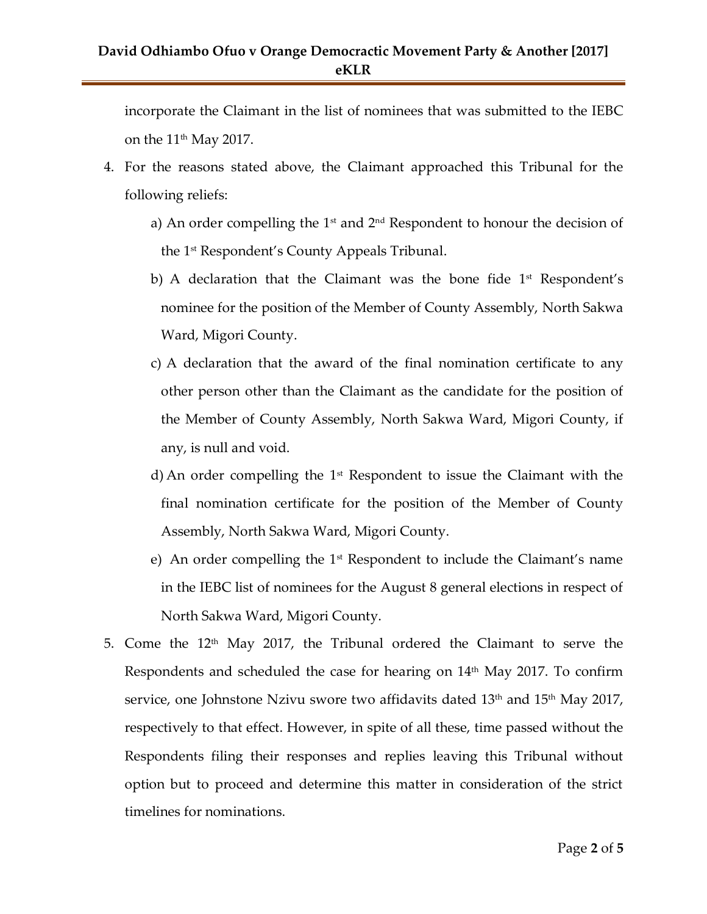incorporate the Claimant in the list of nominees that was submitted to the IEBC on the 11th May 2017.

4. For the reasons stated above, the Claimant approached this Tribunal for the following reliefs:
   a) An order compelling the 1st and 2nd Respondent to honour the decision of the 1st Respondent's County Appeals Tribunal.
   b) A declaration that the Claimant was the bone fide 1st Respondent's nominee for the position of the Member of County Assembly, North Sakwa Ward, Migori County.
   c) A declaration that the award of the final nomination certificate to any other person other than the Claimant as the candidate for the position of the Member of County Assembly, North Sakwa Ward, Migori County, if any, is null and void.
   d) An order compelling the 1st Respondent to issue the Claimant with the final nomination certificate for the position of the Member of County Assembly, North Sakwa Ward, Migori County.
   e) An order compelling the 1st Respondent to include the Claimant's name in the IEBC list of nominees for the August 8 general elections in respect of North Sakwa Ward, Migori County.

5. Come the 12th May 2017, the Tribunal ordered the Claimant to serve the Respondents and scheduled the case for hearing on 14th May 2017. To confirm service, one Johnstone Nzivu swore two affidavits dated 13th and 15th May 2017, respectively to that effect. However, in spite of all these, time passed without the Respondents filing their responses and replies leaving this Tribunal without option but to proceed and determine this matter in consideration of the strict timelines for nominations.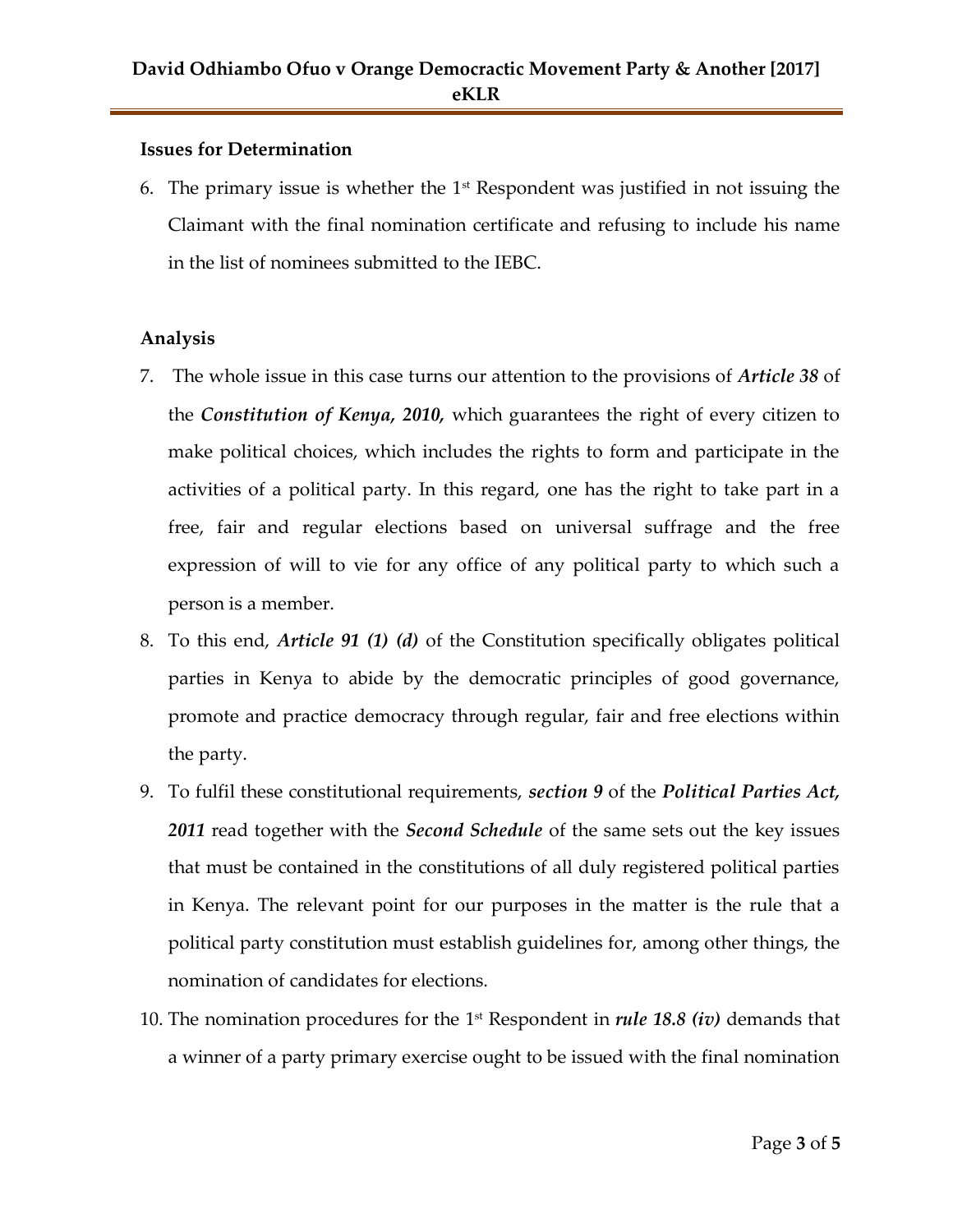**Issues for Determination**

6. The primary issue is whether the 1st Respondent was justified in not issuing the Claimant with the final nomination certificate and refusing to include his name in the list of nominees submitted to the IEBC.

**Analysis**

7. The whole issue in this case turns our attention to the provisions of ***Article 38*** of the ***Constitution of Kenya, 2010,*** which guarantees the right of every citizen to make political choices, which includes the rights to form and participate in the activities of a political party. In this regard, one has the right to take part in a free, fair and regular elections based on universal suffrage and the free expression of will to vie for any office of any political party to which such a person is a member.
8. To this end, ***Article 91 (1) (d)*** of the Constitution specifically obligates political parties in Kenya to abide by the democratic principles of good governance, promote and practice democracy through regular, fair and free elections within the party.
9. To fulfil these constitutional requirements, ***section 9*** of the ***Political Parties Act, 2011*** read together with the ***Second Schedule*** of the same sets out the key issues that must be contained in the constitutions of all duly registered political parties in Kenya. The relevant point for our purposes in the matter is the rule that a political party constitution must establish guidelines for, among other things, the nomination of candidates for elections.
10. The nomination procedures for the 1st Respondent in ***rule 18.8 (iv)*** demands that a winner of a party primary exercise ought to be issued with the final nomination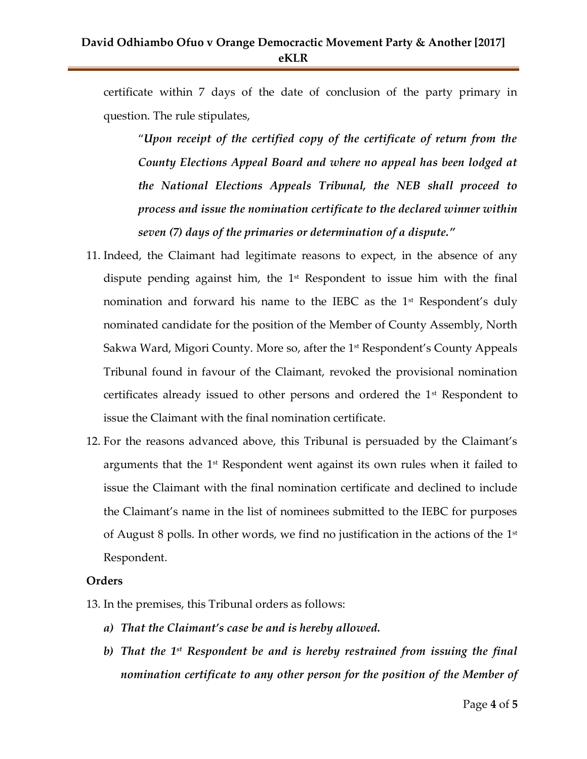certificate within 7 days of the date of conclusion of the party primary in question. The rule stipulates,

> "***Upon receipt of the certified copy of the certificate of return from the County Elections Appeal Board and where no appeal has been lodged at the National Elections Appeals Tribunal, the NEB shall proceed to process and issue the nomination certificate to the declared winner within seven (7) days of the primaries or determination of a dispute.***"

11. Indeed, the Claimant had legitimate reasons to expect, in the absence of any dispute pending against him, the 1st Respondent to issue him with the final nomination and forward his name to the IEBC as the 1st Respondent's duly nominated candidate for the position of the Member of County Assembly, North Sakwa Ward, Migori County. More so, after the 1st Respondent's County Appeals Tribunal found in favour of the Claimant, revoked the provisional nomination certificates already issued to other persons and ordered the 1st Respondent to issue the Claimant with the final nomination certificate.
12. For the reasons advanced above, this Tribunal is persuaded by the Claimant's arguments that the 1st Respondent went against its own rules when it failed to issue the Claimant with the final nomination certificate and declined to include the Claimant's name in the list of nominees submitted to the IEBC for purposes of August 8 polls. In other words, we find no justification in the actions of the 1st Respondent.

**Orders**

13. In the premises, this Tribunal orders as follows:
    a) ***That the Claimant's case be and is hereby allowed.***
    b) ***That the 1st Respondent be and is hereby restrained from issuing the final nomination certificate to any other person for the position of the Member of***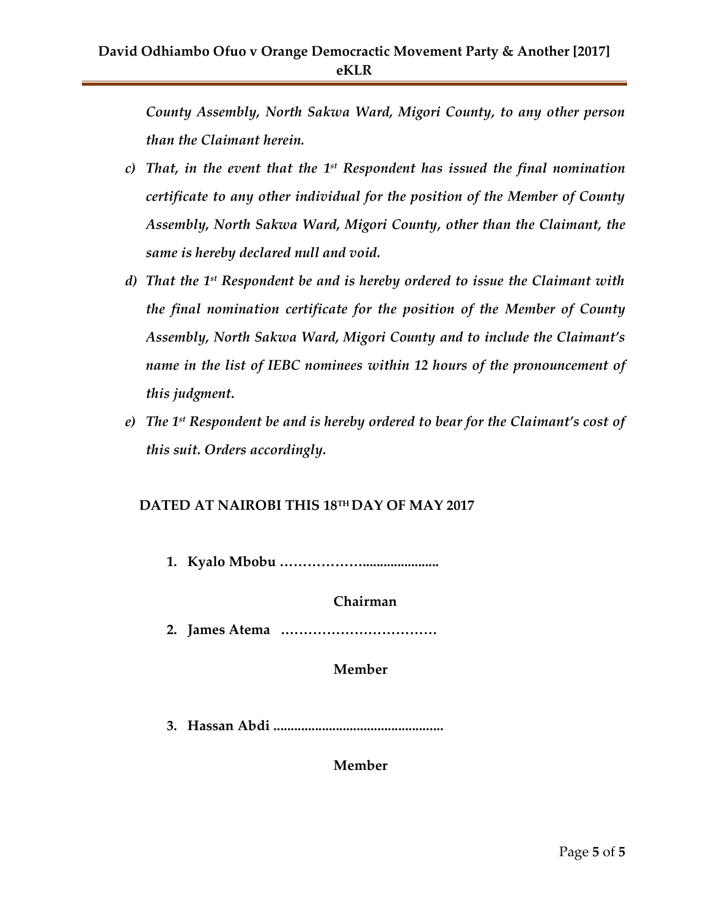*County Assembly, North Sakwa Ward, Migori County, to any other person than the Claimant herein.*

*c) That, in the event that the 1st Respondent has issued the final nomination certificate to any other individual for the position of the Member of County Assembly, North Sakwa Ward, Migori County, other than the Claimant, the same is hereby declared null and void.*

*d) That the 1st Respondent be and is hereby ordered to issue the Claimant with the final nomination certificate for the position of the Member of County Assembly, North Sakwa Ward, Migori County and to include the Claimant's name in the list of IEBC nominees within 12 hours of the pronouncement of this judgment.*

*e) The 1st Respondent be and is hereby ordered to bear for the Claimant's cost of this suit. Orders accordingly.*

**DATED AT NAIROBI THIS 18TH DAY OF MAY 2017**

1. **Kyalo Mbobu ……………….....................**

   **Chairman**

2. **James Atema ……………………………**

   **Member**

3. **Hassan Abdi .................................................**

   **Member**